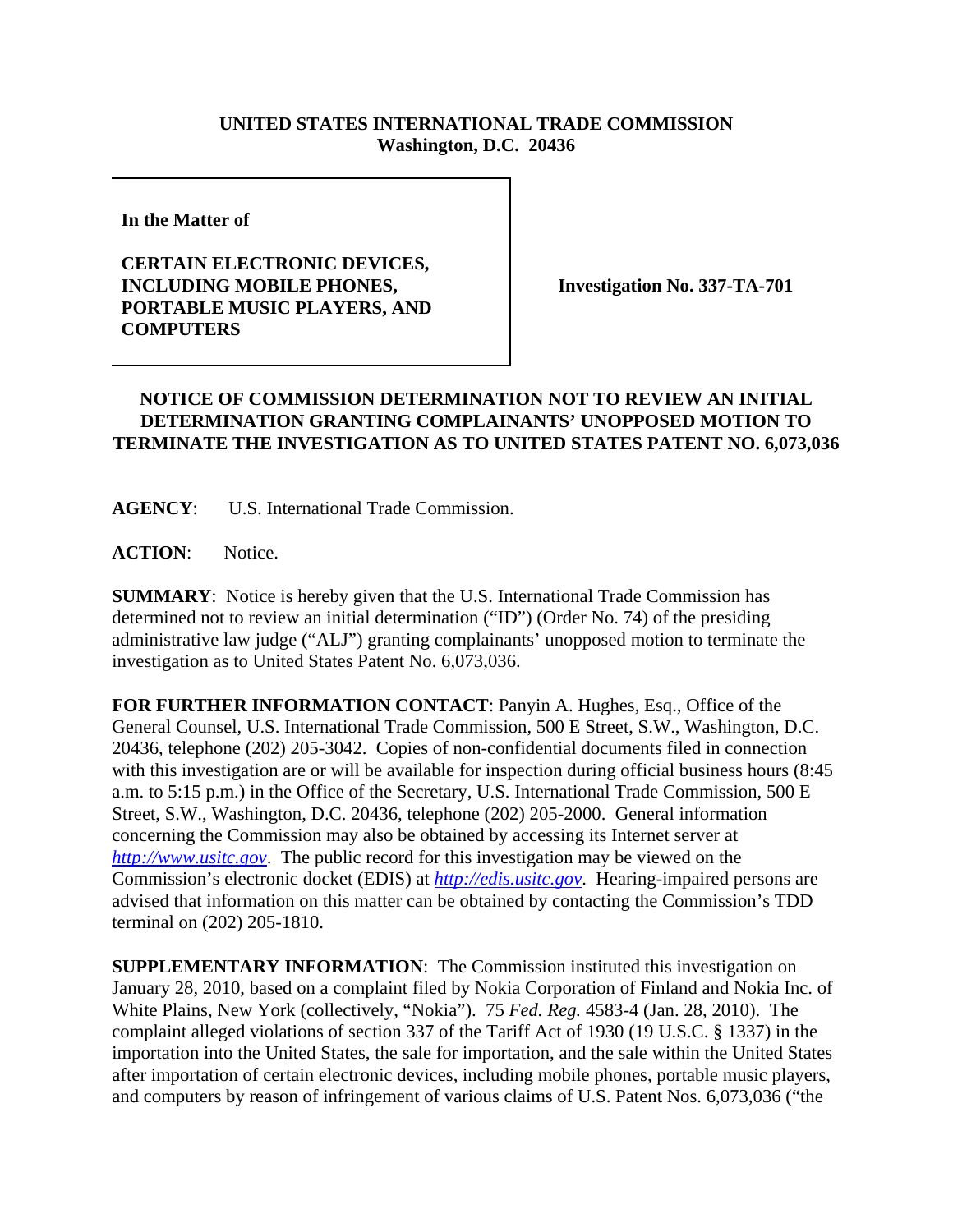**UNITED STATES INTERNATIONAL TRADE COMMISSION**
**Washington, D.C. 20436**

| | |
|---|---|
| **In the Matter of**<br><br>**CERTAIN ELECTRONIC DEVICES, INCLUDING MOBILE PHONES, PORTABLE MUSIC PLAYERS, AND COMPUTERS** | **Investigation No. 337-TA-701** |

## NOTICE OF COMMISSION DETERMINATION NOT TO REVIEW AN INITIAL DETERMINATION GRANTING COMPLAINANTS' UNOPPOSED MOTION TO TERMINATE THE INVESTIGATION AS TO UNITED STATES PATENT NO. 6,073,036

**AGENCY**: U.S. International Trade Commission.

**ACTION**: Notice.

**SUMMARY**: Notice is hereby given that the U.S. International Trade Commission has determined not to review an initial determination ("ID") (Order No. 74) of the presiding administrative law judge ("ALJ") granting complainants' unopposed motion to terminate the investigation as to United States Patent No. 6,073,036.

**FOR FURTHER INFORMATION CONTACT**: Panyin A. Hughes, Esq., Office of the General Counsel, U.S. International Trade Commission, 500 E Street, S.W., Washington, D.C. 20436, telephone (202) 205-3042. Copies of non-confidential documents filed in connection with this investigation are or will be available for inspection during official business hours (8:45 a.m. to 5:15 p.m.) in the Office of the Secretary, U.S. International Trade Commission, 500 E Street, S.W., Washington, D.C. 20436, telephone (202) 205-2000. General information concerning the Commission may also be obtained by accessing its Internet server at *http://www.usitc.gov*. The public record for this investigation may be viewed on the Commission's electronic docket (EDIS) at *http://edis.usitc.gov*. Hearing-impaired persons are advised that information on this matter can be obtained by contacting the Commission's TDD terminal on (202) 205-1810.

**SUPPLEMENTARY INFORMATION**: The Commission instituted this investigation on January 28, 2010, based on a complaint filed by Nokia Corporation of Finland and Nokia Inc. of White Plains, New York (collectively, "Nokia"). 75 *Fed. Reg.* 4583-4 (Jan. 28, 2010). The complaint alleged violations of section 337 of the Tariff Act of 1930 (19 U.S.C. § 1337) in the importation into the United States, the sale for importation, and the sale within the United States after importation of certain electronic devices, including mobile phones, portable music players, and computers by reason of infringement of various claims of U.S. Patent Nos. 6,073,036 ("the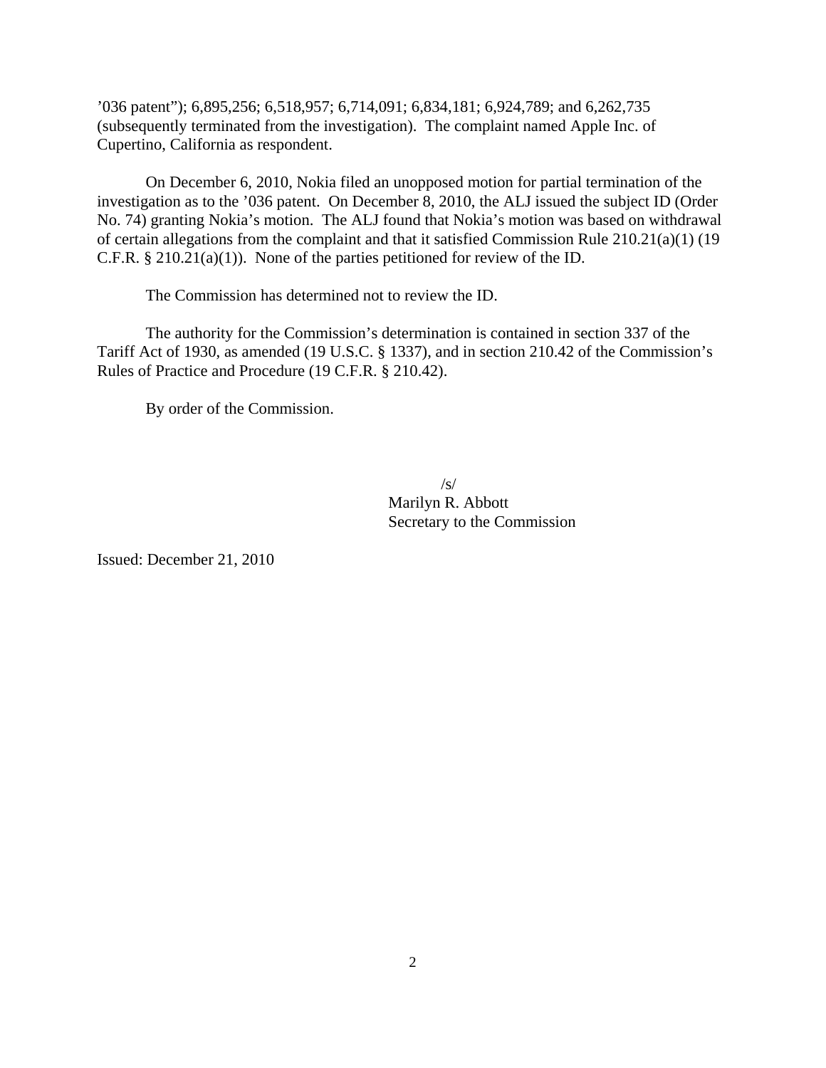’036 patent”); 6,895,256; 6,518,957; 6,714,091; 6,834,181; 6,924,789; and 6,262,735 (subsequently terminated from the investigation). The complaint named Apple Inc. of Cupertino, California as respondent.

On December 6, 2010, Nokia filed an unopposed motion for partial termination of the investigation as to the ’036 patent. On December 8, 2010, the ALJ issued the subject ID (Order No. 74) granting Nokia’s motion. The ALJ found that Nokia’s motion was based on withdrawal of certain allegations from the complaint and that it satisfied Commission Rule 210.21(a)(1) (19 C.F.R. § 210.21(a)(1)). None of the parties petitioned for review of the ID.

The Commission has determined not to review the ID.

The authority for the Commission’s determination is contained in section 337 of the Tariff Act of 1930, as amended (19 U.S.C. § 1337), and in section 210.42 of the Commission’s Rules of Practice and Procedure (19 C.F.R. § 210.42).

By order of the Commission.

/s/
Marilyn R. Abbott
Secretary to the Commission

Issued: December 21, 2010